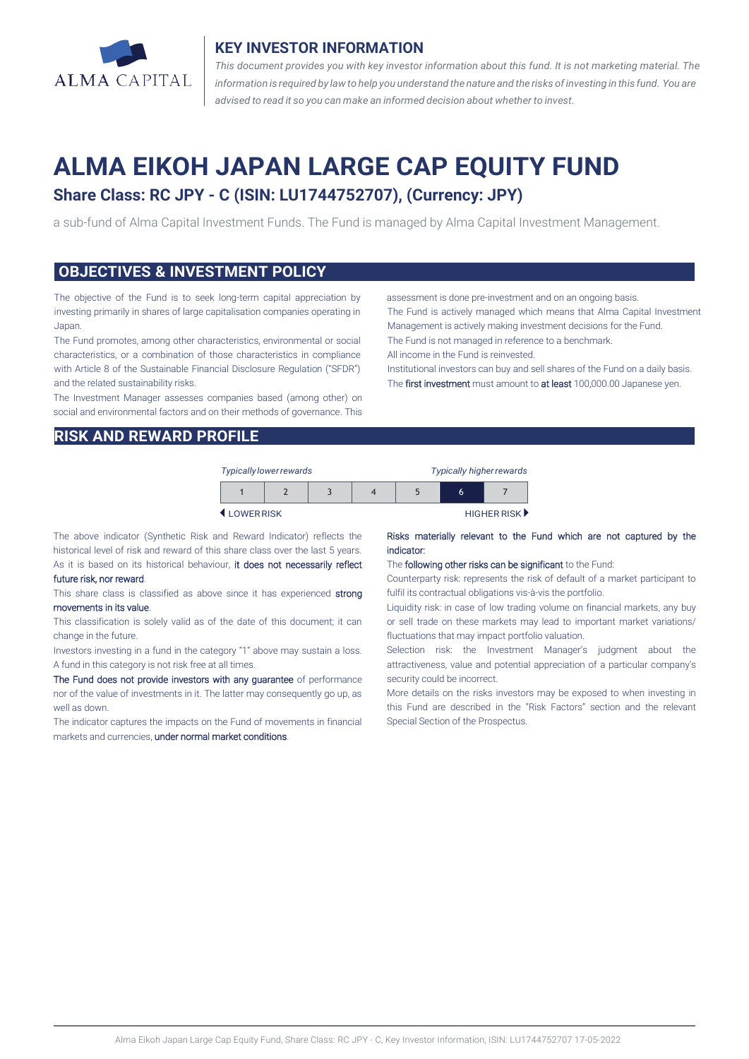## KEY INVESTOR INFORMATION

*This document provides you with key investor information about this fund. It is not marketing material. The information is required by law to help you understand the nature and the risks of investing in this fund. You are advised to read it so you can make an informed decision about whether to invest.*

# ALMA EIKOH JAPAN LARGE CAP EQUITY FUND

### Share Class: RC JPY - C (ISIN: LU1744752707), (Currency: JPY)

a sub-fund of Alma Capital Investment Funds. The Fund is managed by Alma Capital Investment Management.

## OBJECTIVES & INVESTMENT POLICY

The objective of the Fund is to seek long-term capital appreciation by investing primarily in shares of large capitalisation companies operating in Japan.

The Fund promotes, among other characteristics, environmental or social characteristics, or a combination of those characteristics in compliance with Article 8 of the Sustainable Financial Disclosure Regulation ("SFDR") and the related sustainability risks.

The Investment Manager assesses companies based (among other) on social and environmental factors and on their methods of governance. This assessment is done pre-investment and on an ongoing basis.

The Fund is actively managed which means that Alma Capital Investment Management is actively making investment decisions for the Fund.

The Fund is not managed in reference to a benchmark.

All income in the Fund is reinvested.

Institutional investors can buy and sell shares of the Fund on a daily basis.

The first investment must amount to at least 100,000.00 Japanese yen.

## RISK AND REWARD PROFILE

| *Typically lower rewards* | | | | | | *Typically higher rewards* |
|---|---|---|---|---|---|---|
| 1 | 2 | 3 | 4 | 5 | **6** | 7 |
| ◀ LOWER RISK | | | | | | HIGHER RISK ▶ |

The above indicator (Synthetic Risk and Reward Indicator) reflects the historical level of risk and reward of this share class over the last 5 years. As it is based on its historical behaviour, it does not necessarily reflect future risk, nor reward.

This share class is classified as above since it has experienced strong movements in its value.

This classification is solely valid as of the date of this document; it can change in the future.

Investors investing in a fund in the category "1" above may sustain a loss. A fund in this category is not risk free at all times.

The Fund does not provide investors with any guarantee of performance nor of the value of investments in it. The latter may consequently go up, as well as down.

The indicator captures the impacts on the Fund of movements in financial markets and currencies, under normal market conditions.

Risks materially relevant to the Fund which are not captured by the indicator:

The following other risks can be significant to the Fund:

Counterparty risk: represents the risk of default of a market participant to fulfil its contractual obligations vis-à-vis the portfolio.

Liquidity risk: in case of low trading volume on financial markets, any buy or sell trade on these markets may lead to important market variations/ fluctuations that may impact portfolio valuation.

Selection risk: the Investment Manager's judgment about the attractiveness, value and potential appreciation of a particular company's security could be incorrect.

More details on the risks investors may be exposed to when investing in this Fund are described in the "Risk Factors" section and the relevant Special Section of the Prospectus.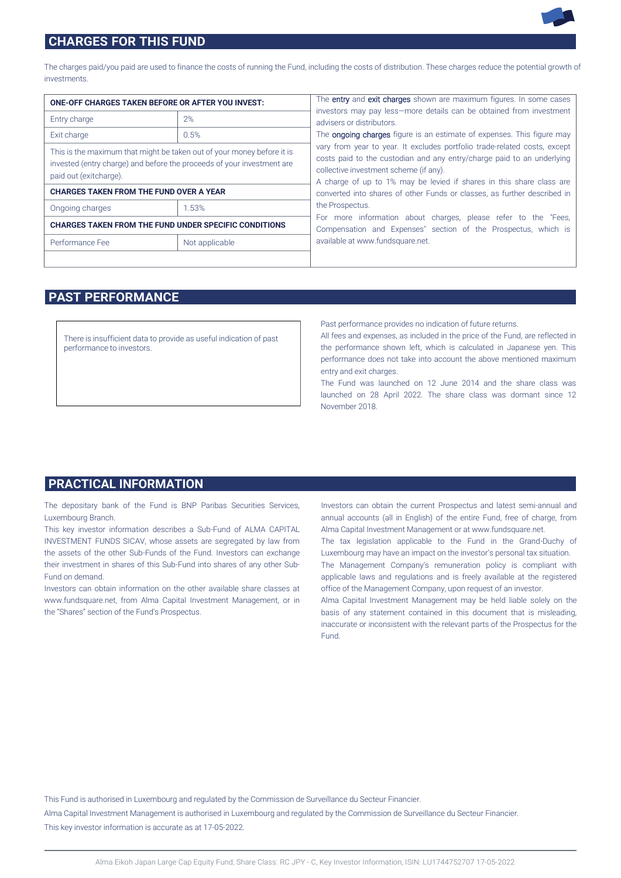## CHARGES FOR THIS FUND

The charges paid/you paid are used to finance the costs of running the Fund, including the costs of distribution. These charges reduce the potential growth of investments.

| ONE-OFF CHARGES TAKEN BEFORE OR AFTER YOU INVEST: | |
|---|---|
| Entry charge | 2% |
| Exit charge | 0.5% |
| This is the maximum that might be taken out of your money before it is invested (entry charge) and before the proceeds of your investment are paid out (exitcharge). | |
| **CHARGES TAKEN FROM THE FUND OVER A YEAR** | |
| Ongoing charges | 1.53% |
| **CHARGES TAKEN FROM THE FUND UNDER SPECIFIC CONDITIONS** | |
| Performance Fee | Not applicable |

The **entry** and **exit charges** shown are maximum figures. In some cases investors may pay less—more details can be obtained from investment advisers or distributors.

The **ongoing charges** figure is an estimate of expenses. This figure may vary from year to year. It excludes portfolio trade-related costs, except costs paid to the custodian and any entry/charge paid to an underlying collective investment scheme (if any).

A charge of up to 1% may be levied if shares in this share class are converted into shares of other Funds or classes, as further described in the Prospectus.

For more information about charges, please refer to the "Fees, Compensation and Expenses" section of the Prospectus, which is available at www.fundsquare.net.

## PAST PERFORMANCE

There is insufficient data to provide as useful indication of past performance to investors.

Past performance provides no indication of future returns.

All fees and expenses, as included in the price of the Fund, are reflected in the performance shown left, which is calculated in Japanese yen. This performance does not take into account the above mentioned maximum entry and exit charges.

The Fund was launched on 12 June 2014 and the share class was launched on 28 April 2022. The share class was dormant since 12 November 2018.

## PRACTICAL INFORMATION

The depositary bank of the Fund is BNP Paribas Securities Services, Luxembourg Branch.

This key investor information describes a Sub-Fund of ALMA CAPITAL INVESTMENT FUNDS SICAV, whose assets are segregated by law from the assets of the other Sub-Funds of the Fund. Investors can exchange their investment in shares of this Sub-Fund into shares of any other Sub-Fund on demand.

Investors can obtain information on the other available share classes at www.fundsquare.net, from Alma Capital Investment Management, or in the "Shares" section of the Fund's Prospectus.

Investors can obtain the current Prospectus and latest semi-annual and annual accounts (all in English) of the entire Fund, free of charge, from Alma Capital Investment Management or at www.fundsquare.net.

The tax legislation applicable to the Fund in the Grand-Duchy of Luxembourg may have an impact on the investor's personal tax situation.

The Management Company's remuneration policy is compliant with applicable laws and regulations and is freely available at the registered office of the Management Company, upon request of an investor.

Alma Capital Investment Management may be held liable solely on the basis of any statement contained in this document that is misleading, inaccurate or inconsistent with the relevant parts of the Prospectus for the Fund.

This Fund is authorised in Luxembourg and regulated by the Commission de Surveillance du Secteur Financier.

Alma Capital Investment Management is authorised in Luxembourg and regulated by the Commission de Surveillance du Secteur Financier.

This key investor information is accurate as at 17-05-2022.